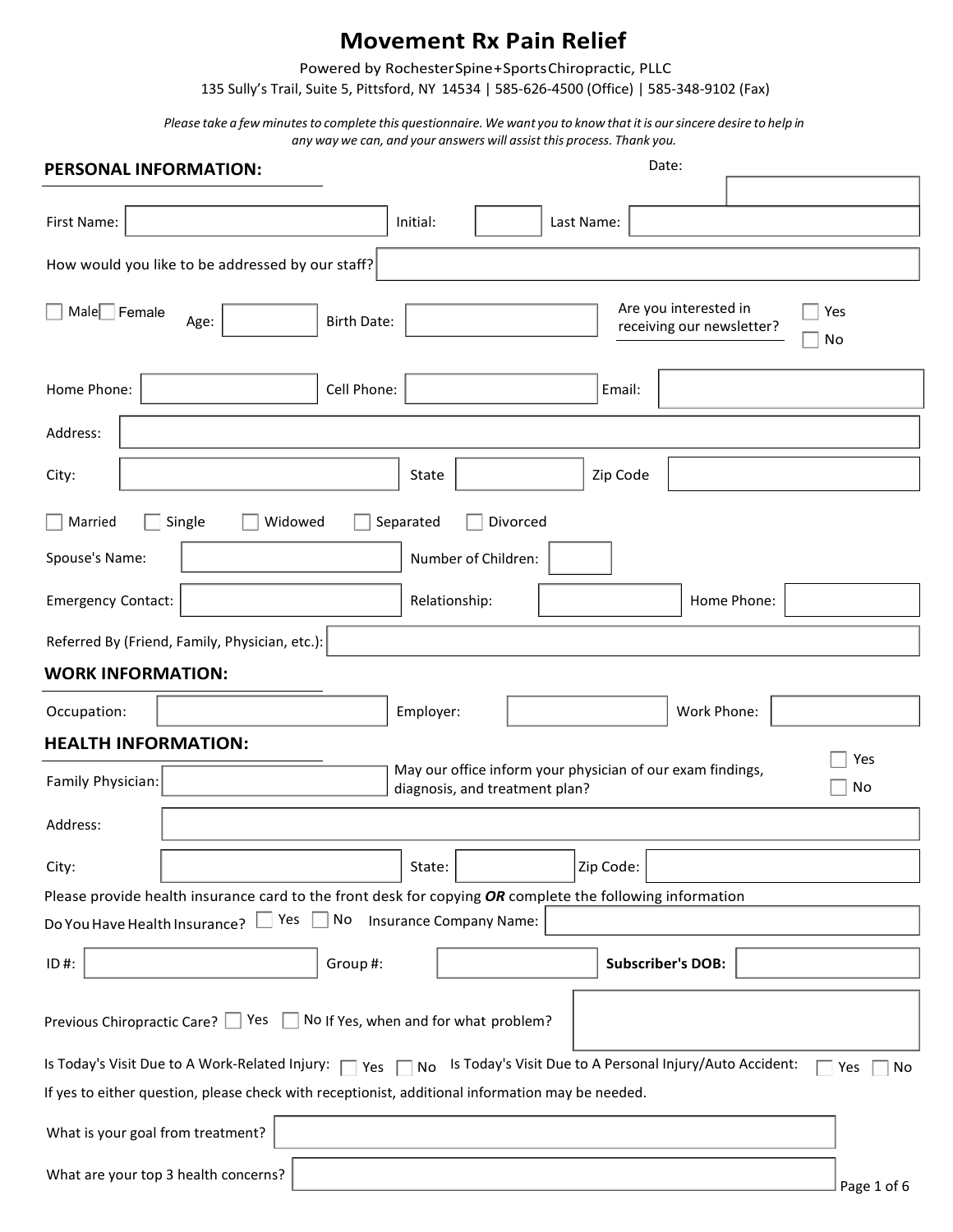# Movement Rx Pain Relief

Powered by RochesterSpine+SportsChiropractic, PLLC

135 Sully's Trail, Suite 5, Pittsford, NY 14534 | 585-626-4500 (Office) | 585-348-9102 (Fax)

*Please take a few minutes to complete this questionnaire. We want you to know that it is our sincere desire to help in any way we can, and your answers will assist this process. Thank you.*

## PERSONAL INFORMATION:

Date: ____________

First Name: ____________ Initial: ______ Last Name: ____________

How would you like to be addressed by our staff? ____________

☐ Male ☐ Female Age: ______ Birth Date: ____________

Are you interested in receiving our newsletter? ☐ Yes ☐ No

Home Phone: ____________ Cell Phone: ____________ Email: ____________

Address: ____________

City: ____________ State ______ Zip Code ____________

☐ Married ☐ Single ☐ Widowed ☐ Separated ☐ Divorced

Spouse's Name: ____________ Number of Children: ______

Emergency Contact: ____________ Relationship: ____________ Home Phone: ____________

Referred By (Friend, Family, Physician, etc.): ____________

## WORK INFORMATION:

Occupation: ____________ Employer: ____________ Work Phone: ____________

## HEALTH INFORMATION:

Family Physician: ____________

May our office inform your physician of our exam findings, diagnosis, and treatment plan? ☐ Yes ☐ No

Address: ____________

City: ____________ State: ______ Zip Code: ____________

Please provide health insurance card to the front desk for copying ***OR*** complete the following information

Do You Have Health Insurance? ☐ Yes ☐ No Insurance Company Name: ____________

ID #: ____________ Group #: ____________ **Subscriber's DOB:** ____________

Previous Chiropractic Care? ☐ Yes ☐ No If Yes, when and for what problem? ____________

Is Today's Visit Due to A Work-Related Injury: ☐ Yes ☐ No Is Today's Visit Due to A Personal Injury/Auto Accident: ☐ Yes ☐ No

If yes to either question, please check with receptionist, additional information may be needed.

What is your goal from treatment? ____________

What are your top 3 health concerns? ____________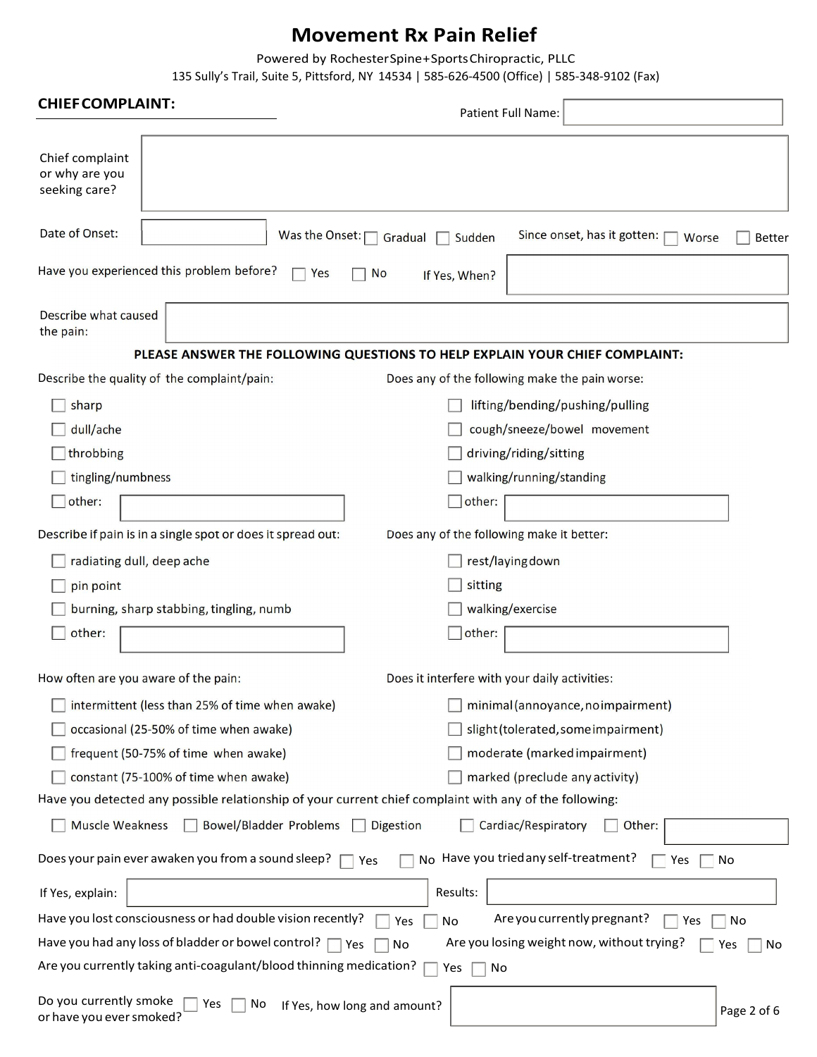# Movement Rx Pain Relief

Powered by Rochester Spine+Sports Chiropractic, PLLC

135 Sully's Trail, Suite 5, Pittsford, NY 14534 | 585-626-4500 (Office) | 585-348-9102 (Fax)

## CHIEF COMPLAINT:

Patient Full Name: ______________________

Chief complaint or why are you seeking care? ______________________

Date of Onset: __________ Was the Onset: ☐ Gradual ☐ Sudden Since onset, has it gotten: ☐ Worse ☐ Better

Have you experienced this problem before? ☐ Yes ☐ No If Yes, When? __________

Describe what caused the pain: ______________________

**PLEASE ANSWER THE FOLLOWING QUESTIONS TO HELP EXPLAIN YOUR CHIEF COMPLAINT:**

Describe the quality of the complaint/pain:

- ☐ sharp
- ☐ dull/ache
- ☐ throbbing
- ☐ tingling/numbness
- ☐ other: __________

Does any of the following make the pain worse:

- ☐ lifting/bending/pushing/pulling
- ☐ cough/sneeze/bowel movement
- ☐ driving/riding/sitting
- ☐ walking/running/standing
- ☐ other: __________

Describe if pain is in a single spot or does it spread out:

- ☐ radiating dull, deep ache
- ☐ pin point
- ☐ burning, sharp stabbing, tingling, numb
- ☐ other: __________

Does any of the following make it better:

- ☐ rest/laying down
- ☐ sitting
- ☐ walking/exercise
- ☐ other: __________

How often are you aware of the pain:

- ☐ intermittent (less than 25% of time when awake)
- ☐ occasional (25-50% of time when awake)
- ☐ frequent (50-75% of time when awake)
- ☐ constant (75-100% of time when awake)

Does it interfere with your daily activities:

- ☐ minimal (annoyance, no impairment)
- ☐ slight (tolerated, some impairment)
- ☐ moderate (marked impairment)
- ☐ marked (preclude any activity)

Have you detected any possible relationship of your current chief complaint with any of the following:

☐ Muscle Weakness ☐ Bowel/Bladder Problems ☐ Digestion ☐ Cardiac/Respiratory ☐ Other: __________

Does your pain ever awaken you from a sound sleep? ☐ Yes ☐ No

If Yes, explain: __________

Have you tried any self-treatment? ☐ Yes ☐ No

Results: __________

Have you lost consciousness or had double vision recently? ☐ Yes ☐ No

Are you currently pregnant? ☐ Yes ☐ No

Have you had any loss of bladder or bowel control? ☐ Yes ☐ No

Are you losing weight now, without trying? ☐ Yes ☐ No

Are you currently taking anti-coagulant/blood thinning medication? ☐ Yes ☐ No

Do you currently smoke or have you ever smoked? ☐ Yes ☐ No If Yes, how long and amount? __________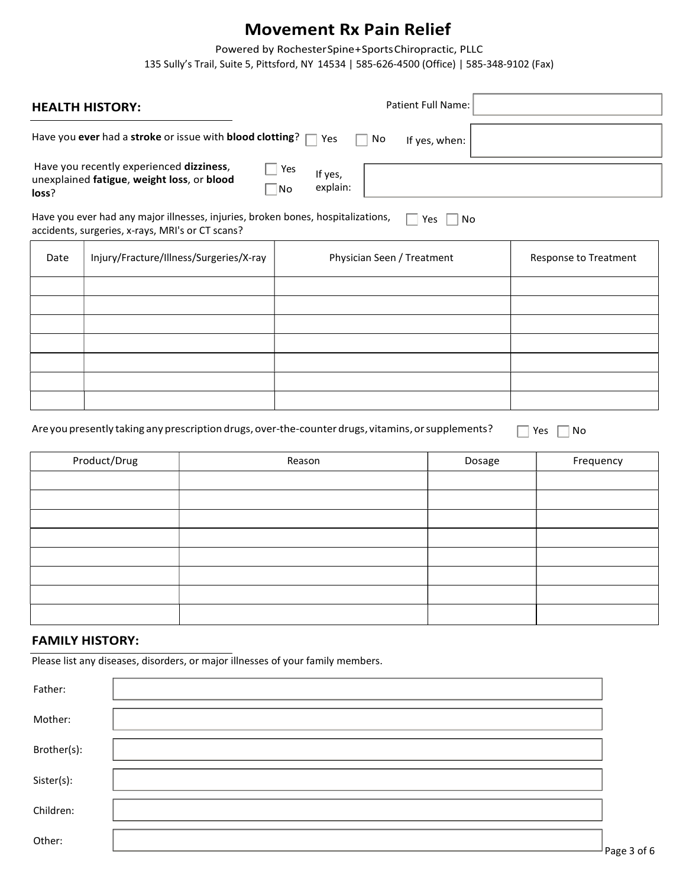# Movement Rx Pain Relief

Powered by RochesterSpine+SportsChiropractic, PLLC

135 Sully's Trail, Suite 5, Pittsford, NY 14534 | 585-626-4500 (Office) | 585-348-9102 (Fax)

## HEALTH HISTORY:

Patient Full Name: ____________________

Have you **ever** had a **stroke** or issue with **blood clotting**? ☐ Yes ☐ No If yes, when: ____________________

Have you recently experienced **dizziness**, unexplained **fatigue**, **weight loss**, or **blood loss**? ☐ Yes ☐ No If yes, explain: ____________________

Have you ever had any major illnesses, injuries, broken bones, hospitalizations, accidents, surgeries, x-rays, MRI's or CT scans? ☐ Yes ☐ No

| Date | Injury/Fracture/Illness/Surgeries/X-ray | Physician Seen / Treatment | Response to Treatment |
|---|---|---|---|
| | | | |
| | | | |
| | | | |
| | | | |
| | | | |
| | | | |
| | | | |

Are you presently taking any prescription drugs, over-the-counter drugs, vitamins, or supplements? ☐ Yes ☐ No

| Product/Drug | Reason | Dosage | Frequency |
|---|---|---|---|
| | | | |
| | | | |
| | | | |
| | | | |
| | | | |
| | | | |
| | | | |
| | | | |

## FAMILY HISTORY:

Please list any diseases, disorders, or major illnesses of your family members.

Father: ____________________

Mother: ____________________

Brother(s): ____________________

Sister(s): ____________________

Children: ____________________

Other: ____________________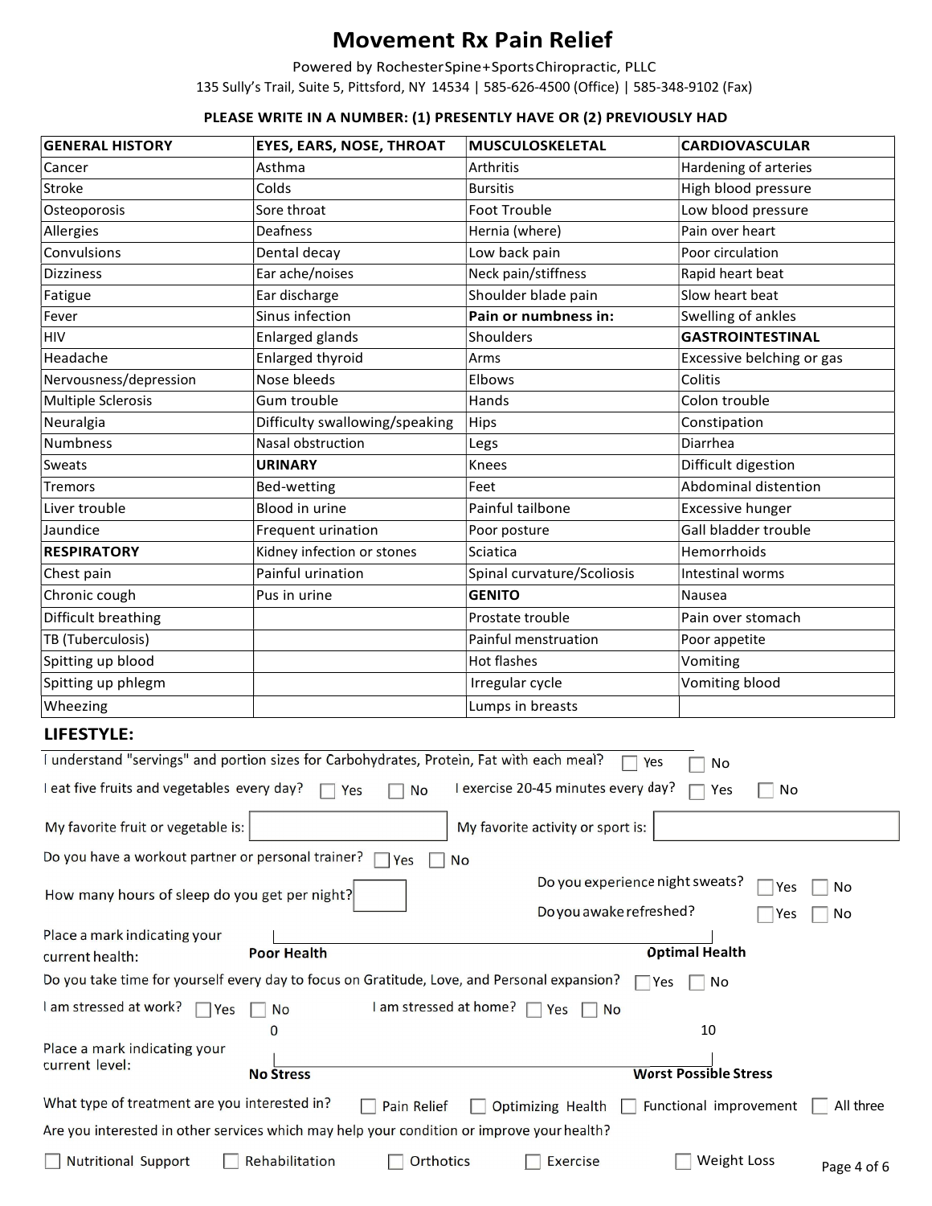# Movement Rx Pain Relief

Powered by Rochester Spine+Sports Chiropractic, PLLC

135 Sully's Trail, Suite 5, Pittsford, NY 14534 | 585-626-4500 (Office) | 585-348-9102 (Fax)

**PLEASE WRITE IN A NUMBER: (1) PRESENTLY HAVE OR (2) PREVIOUSLY HAD**

| **GENERAL HISTORY** | **EYES, EARS, NOSE, THROAT** | **MUSCULOSKELETAL** | **CARDIOVASCULAR** |
|---|---|---|---|
| Cancer | Asthma | Arthritis | Hardening of arteries |
| Stroke | Colds | Bursitis | High blood pressure |
| Osteoporosis | Sore throat | Foot Trouble | Low blood pressure |
| Allergies | Deafness | Hernia (where) | Pain over heart |
| Convulsions | Dental decay | Low back pain | Poor circulation |
| Dizziness | Ear ache/noises | Neck pain/stiffness | Rapid heart beat |
| Fatigue | Ear discharge | Shoulder blade pain | Slow heart beat |
| Fever | Sinus infection | **Pain or numbness in:** | Swelling of ankles |
| HIV | Enlarged glands | Shoulders | **GASTROINTESTINAL** |
| Headache | Enlarged thyroid | Arms | Excessive belching or gas |
| Nervousness/depression | Nose bleeds | Elbows | Colitis |
| Multiple Sclerosis | Gum trouble | Hands | Colon trouble |
| Neuralgia | Difficulty swallowing/speaking | Hips | Constipation |
| Numbness | Nasal obstruction | Legs | Diarrhea |
| Sweats | **URINARY** | Knees | Difficult digestion |
| Tremors | Bed-wetting | Feet | Abdominal distention |
| Liver trouble | Blood in urine | Painful tailbone | Excessive hunger |
| Jaundice | Frequent urination | Poor posture | Gall bladder trouble |
| **RESPIRATORY** | Kidney infection or stones | Sciatica | Hemorrhoids |
| Chest pain | Painful urination | Spinal curvature/Scoliosis | Intestinal worms |
| Chronic cough | Pus in urine | **GENITO** | Nausea |
| Difficult breathing | | Prostate trouble | Pain over stomach |
| TB (Tuberculosis) | | Painful menstruation | Poor appetite |
| Spitting up blood | | Hot flashes | Vomiting |
| Spitting up phlegm | | Irregular cycle | Vomiting blood |
| Wheezing | | Lumps in breasts | |

## LIFESTYLE:

I understand "servings" and portion sizes for Carbohydrates, Protein, Fat with each meal? ☐ Yes ☐ No

I eat five fruits and vegetables every day? ☐ Yes ☐ No  I exercise 20-45 minutes every day? ☐ Yes ☐ No

My favorite fruit or vegetable is: ____________  My favorite activity or sport is: ____________

Do you have a workout partner or personal trainer? ☐ Yes ☐ No

How many hours of sleep do you get per night? ____

Do you experience night sweats? ☐ Yes ☐ No

Do you awake refreshed? ☐ Yes ☐ No

Place a mark indicating your current health: **Poor Health** |____________________| **Optimal Health**

Do you take time for yourself every day to focus on Gratitude, Love, and Personal expansion? ☐ Yes ☐ No

I am stressed at work? ☐ Yes ☐ No  I am stressed at home? ☐ Yes ☐ No

Place a mark indicating your current level: 0 **No Stress** |____________________| 10 **Worst Possible Stress**

What type of treatment are you interested in? ☐ Pain Relief ☐ Optimizing Health ☐ Functional improvement ☐ All three

Are you interested in other services which may help your condition or improve your health?

☐ Nutritional Support ☐ Rehabilitation ☐ Orthotics ☐ Exercise ☐ Weight Loss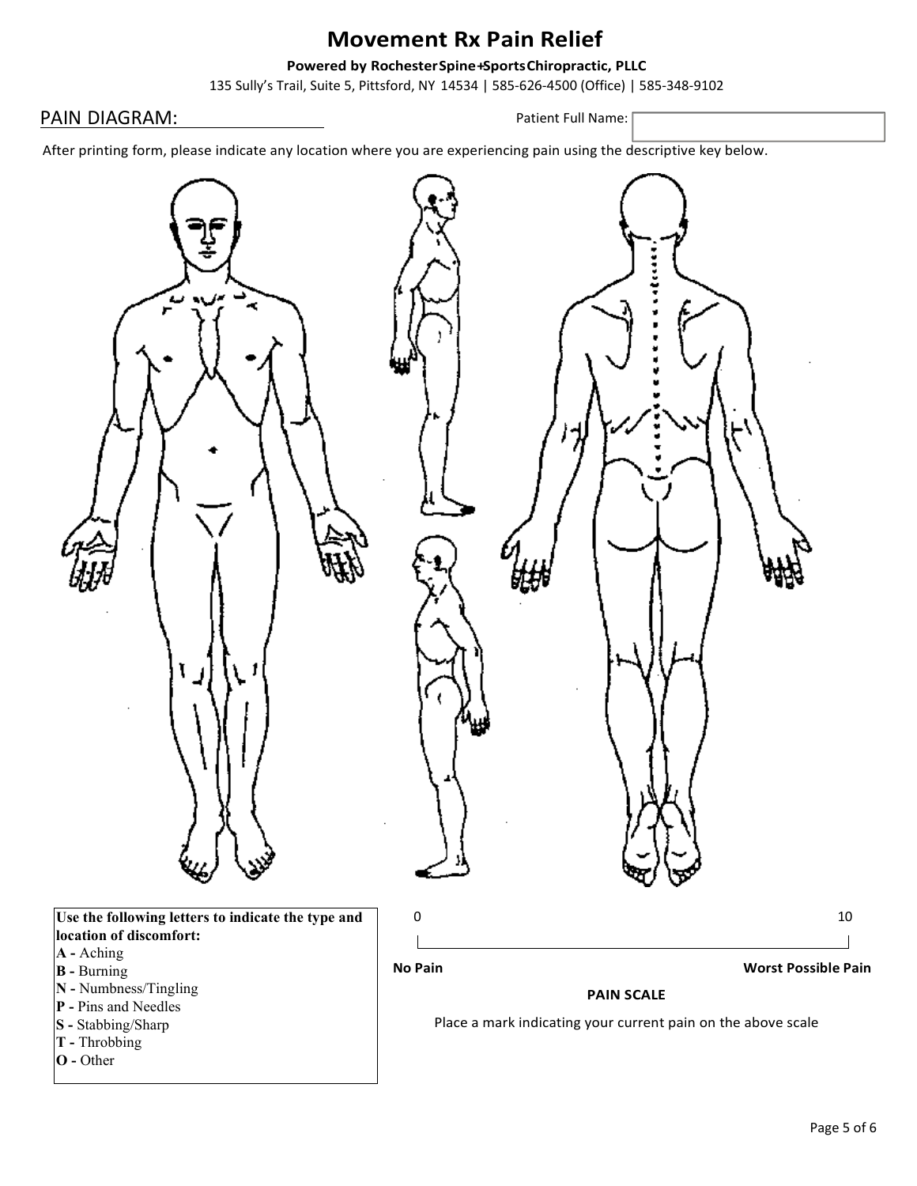# Movement Rx Pain Relief

**Powered by Rochester Spine+Sports Chiropractic, PLLC**

135 Sully's Trail, Suite 5, Pittsford, NY 14534 | 585-626-4500 (Office) | 585-348-9102

## PAIN DIAGRAM:

Patient Full Name:

After printing form, please indicate any location where you are experiencing pain using the descriptive key below.

**Use the following letters to indicate the type and location of discomfort:**

**A -** Aching
**B -** Burning
**N -** Numbness/Tingling
**P -** Pins and Needles
**S -** Stabbing/Sharp
**T -** Throbbing
**O -** Other

0 — 10

**No Pain** — **Worst Possible Pain**

**PAIN SCALE**

Place a mark indicating your current pain on the above scale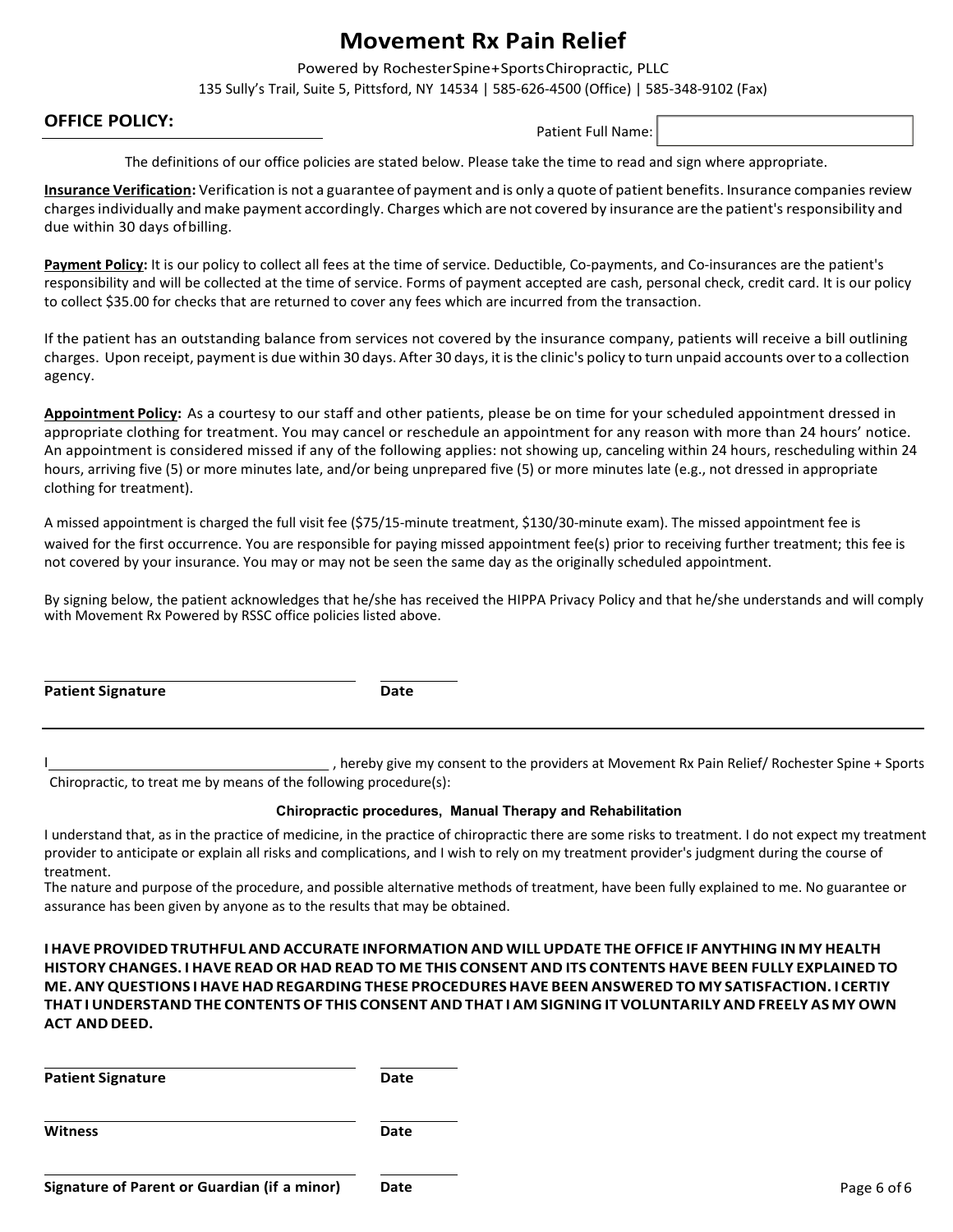# Movement Rx Pain Relief

Powered by RochesterSpine+SportsChiropractic, PLLC

135 Sully's Trail, Suite 5, Pittsford, NY 14534 | 585-626-4500 (Office) | 585-348-9102 (Fax)

## OFFICE POLICY:

Patient Full Name: ____________________

The definitions of our office policies are stated below. Please take the time to read and sign where appropriate.

**Insurance Verification:** Verification is not a guarantee of payment and is only a quote of patient benefits. Insurance companies review charges individually and make payment accordingly. Charges which are not covered by insurance are the patient's responsibility and due within 30 days of billing.

**Payment Policy:** It is our policy to collect all fees at the time of service. Deductible, Co-payments, and Co-insurances are the patient's responsibility and will be collected at the time of service. Forms of payment accepted are cash, personal check, credit card. It is our policy to collect $35.00 for checks that are returned to cover any fees which are incurred from the transaction.

If the patient has an outstanding balance from services not covered by the insurance company, patients will receive a bill outlining charges. Upon receipt, payment is due within 30 days. After 30 days, it is the clinic's policy to turn unpaid accounts over to a collection agency.

**Appointment Policy:** As a courtesy to our staff and other patients, please be on time for your scheduled appointment dressed in appropriate clothing for treatment. You may cancel or reschedule an appointment for any reason with more than 24 hours' notice. An appointment is considered missed if any of the following applies: not showing up, canceling within 24 hours, rescheduling within 24 hours, arriving five (5) or more minutes late, and/or being unprepared five (5) or more minutes late (e.g., not dressed in appropriate clothing for treatment).

A missed appointment is charged the full visit fee ($75/15-minute treatment, $130/30-minute exam). The missed appointment fee is waived for the first occurrence. You are responsible for paying missed appointment fee(s) prior to receiving further treatment; this fee is not covered by your insurance. You may or may not be seen the same day as the originally scheduled appointment.

By signing below, the patient acknowledges that he/she has received the HIPPA Privacy Policy and that he/she understands and will comply with Movement Rx Powered by RSSC office policies listed above.

**Patient Signature** ____________________ **Date** __________

---

I____________________, hereby give my consent to the providers at Movement Rx Pain Relief/ Rochester Spine + Sports Chiropractic, to treat me by means of the following procedure(s):

**Chiropractic procedures, Manual Therapy and Rehabilitation**

I understand that, as in the practice of medicine, in the practice of chiropractic there are some risks to treatment. I do not expect my treatment provider to anticipate or explain all risks and complications, and I wish to rely on my treatment provider's judgment during the course of treatment.

The nature and purpose of the procedure, and possible alternative methods of treatment, have been fully explained to me. No guarantee or assurance has been given by anyone as to the results that may be obtained.

**I HAVE PROVIDED TRUTHFUL AND ACCURATE INFORMATION AND WILL UPDATE THE OFFICE IF ANYTHING IN MY HEALTH HISTORY CHANGES. I HAVE READ OR HAD READ TO ME THIS CONSENT AND ITS CONTENTS HAVE BEEN FULLY EXPLAINED TO ME. ANY QUESTIONS I HAVE HAD REGARDING THESE PROCEDURES HAVE BEEN ANSWERED TO MY SATISFACTION. I CERTIY THAT I UNDERSTAND THE CONTENTS OF THIS CONSENT AND THAT I AM SIGNING IT VOLUNTARILY AND FREELY AS MY OWN ACT AND DEED.**

**Patient Signature** ____________________ **Date** __________

**Witness** ____________________ **Date** __________

**Signature of Parent or Guardian (if a minor)** ____________________ **Date** __________